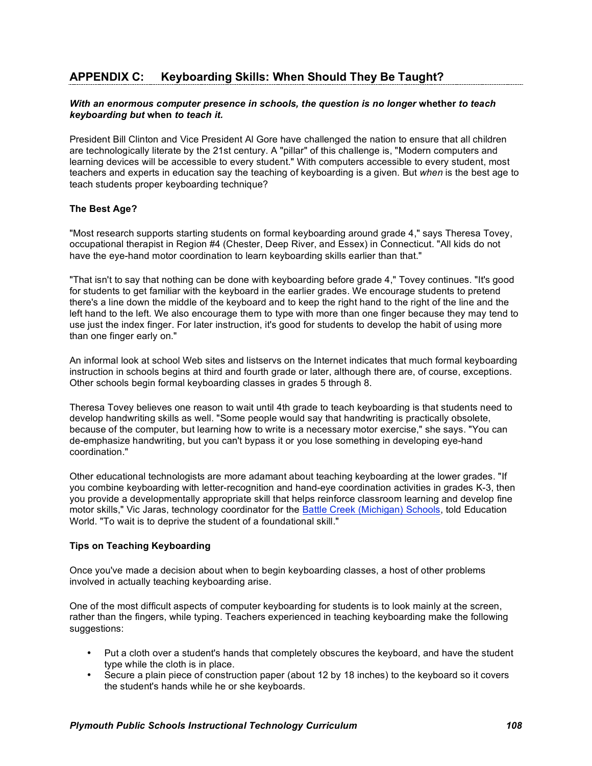## APPENDIX C: Keyboarding Skills: When Should They Be Taught?

***With an enormous computer presence in schools, the question is no longer* whether *to teach keyboarding but* when *to teach it.***

President Bill Clinton and Vice President Al Gore have challenged the nation to ensure that all children are technologically literate by the 21st century. A "pillar" of this challenge is, "Modern computers and learning devices will be accessible to every student." With computers accessible to every student, most teachers and experts in education say the teaching of keyboarding is a given. But *when* is the best age to teach students proper keyboarding technique?

### The Best Age?

"Most research supports starting students on formal keyboarding around grade 4," says Theresa Tovey, occupational therapist in Region #4 (Chester, Deep River, and Essex) in Connecticut. "All kids do not have the eye-hand motor coordination to learn keyboarding skills earlier than that."

"That isn't to say that nothing can be done with keyboarding before grade 4," Tovey continues. "It's good for students to get familiar with the keyboard in the earlier grades. We encourage students to pretend there's a line down the middle of the keyboard and to keep the right hand to the right of the line and the left hand to the left. We also encourage them to type with more than one finger because they may tend to use just the index finger. For later instruction, it's good for students to develop the habit of using more than one finger early on."

An informal look at school Web sites and listservs on the Internet indicates that much formal keyboarding instruction in schools begins at third and fourth grade or later, although there are, of course, exceptions. Other schools begin formal keyboarding classes in grades 5 through 8.

Theresa Tovey believes one reason to wait until 4th grade to teach keyboarding is that students need to develop handwriting skills as well. "Some people would say that handwriting is practically obsolete, because of the computer, but learning how to write is a necessary motor exercise," she says. "You can de-emphasize handwriting, but you can't bypass it or you lose something in developing eye-hand coordination."

Other educational technologists are more adamant about teaching keyboarding at the lower grades. "If you combine keyboarding with letter-recognition and hand-eye coordination activities in grades K-3, then you provide a developmentally appropriate skill that helps reinforce classroom learning and develop fine motor skills," Vic Jaras, technology coordinator for the Battle Creek (Michigan) Schools, told Education World. "To wait is to deprive the student of a foundational skill."

### Tips on Teaching Keyboarding

Once you've made a decision about when to begin keyboarding classes, a host of other problems involved in actually teaching keyboarding arise.

One of the most difficult aspects of computer keyboarding for students is to look mainly at the screen, rather than the fingers, while typing. Teachers experienced in teaching keyboarding make the following suggestions:

- Put a cloth over a student's hands that completely obscures the keyboard, and have the student type while the cloth is in place.
- Secure a plain piece of construction paper (about 12 by 18 inches) to the keyboard so it covers the student's hands while he or she keyboards.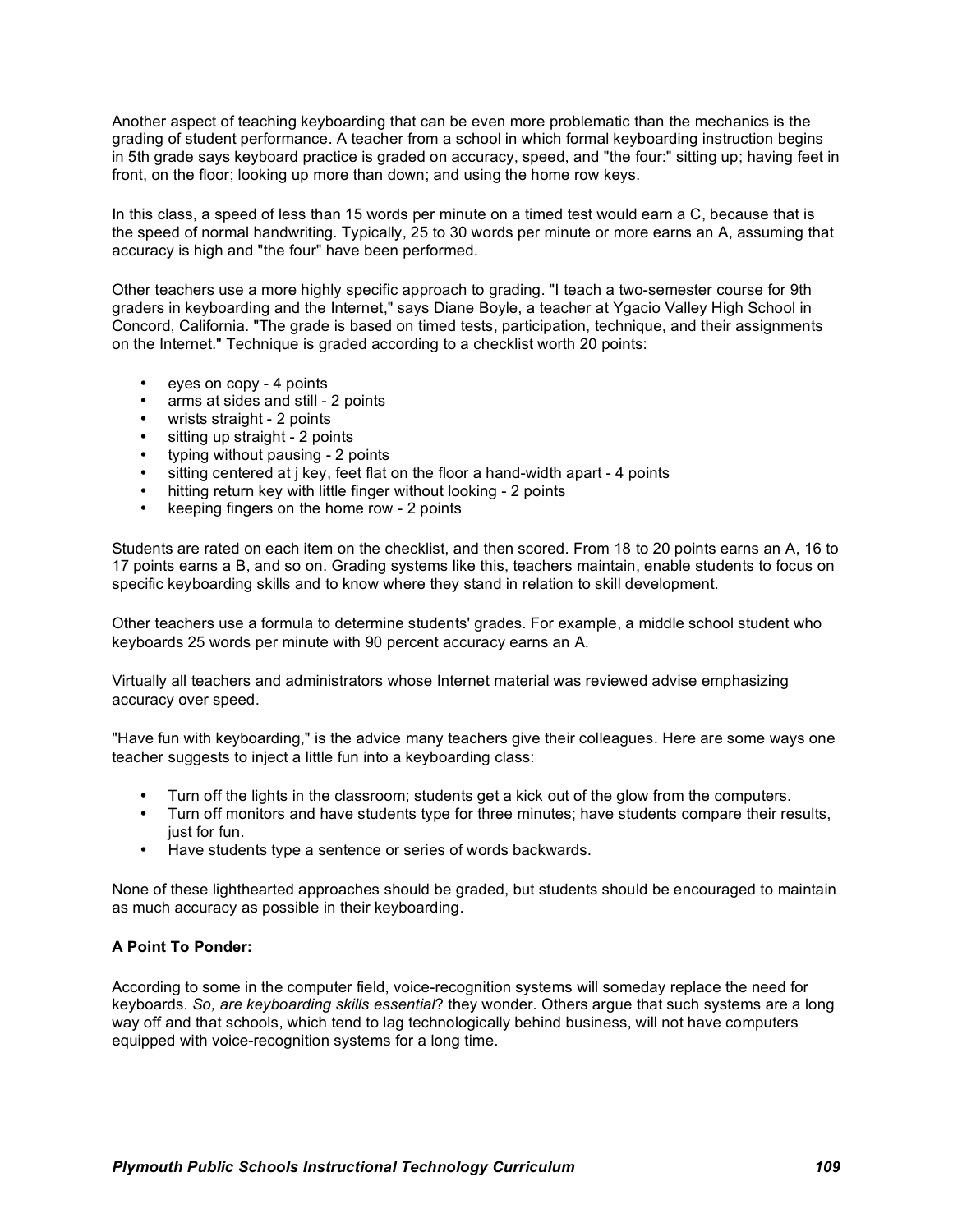Another aspect of teaching keyboarding that can be even more problematic than the mechanics is the grading of student performance. A teacher from a school in which formal keyboarding instruction begins in 5th grade says keyboard practice is graded on accuracy, speed, and "the four:" sitting up; having feet in front, on the floor; looking up more than down; and using the home row keys.

In this class, a speed of less than 15 words per minute on a timed test would earn a C, because that is the speed of normal handwriting. Typically, 25 to 30 words per minute or more earns an A, assuming that accuracy is high and "the four" have been performed.

Other teachers use a more highly specific approach to grading. "I teach a two-semester course for 9th graders in keyboarding and the Internet," says Diane Boyle, a teacher at Ygacio Valley High School in Concord, California. "The grade is based on timed tests, participation, technique, and their assignments on the Internet." Technique is graded according to a checklist worth 20 points:

- eyes on copy - 4 points
- arms at sides and still - 2 points
- wrists straight - 2 points
- sitting up straight - 2 points
- typing without pausing - 2 points
- sitting centered at j key, feet flat on the floor a hand-width apart - 4 points
- hitting return key with little finger without looking - 2 points
- keeping fingers on the home row - 2 points

Students are rated on each item on the checklist, and then scored. From 18 to 20 points earns an A, 16 to 17 points earns a B, and so on. Grading systems like this, teachers maintain, enable students to focus on specific keyboarding skills and to know where they stand in relation to skill development.

Other teachers use a formula to determine students' grades. For example, a middle school student who keyboards 25 words per minute with 90 percent accuracy earns an A.

Virtually all teachers and administrators whose Internet material was reviewed advise emphasizing accuracy over speed.

"Have fun with keyboarding," is the advice many teachers give their colleagues. Here are some ways one teacher suggests to inject a little fun into a keyboarding class:

- Turn off the lights in the classroom; students get a kick out of the glow from the computers.
- Turn off monitors and have students type for three minutes; have students compare their results, just for fun.
- Have students type a sentence or series of words backwards.

None of these lighthearted approaches should be graded, but students should be encouraged to maintain as much accuracy as possible in their keyboarding.

**A Point To Ponder:**

According to some in the computer field, voice-recognition systems will someday replace the need for keyboards. *So, are keyboarding skills essential*? they wonder. Others argue that such systems are a long way off and that schools, which tend to lag technologically behind business, will not have computers equipped with voice-recognition systems for a long time.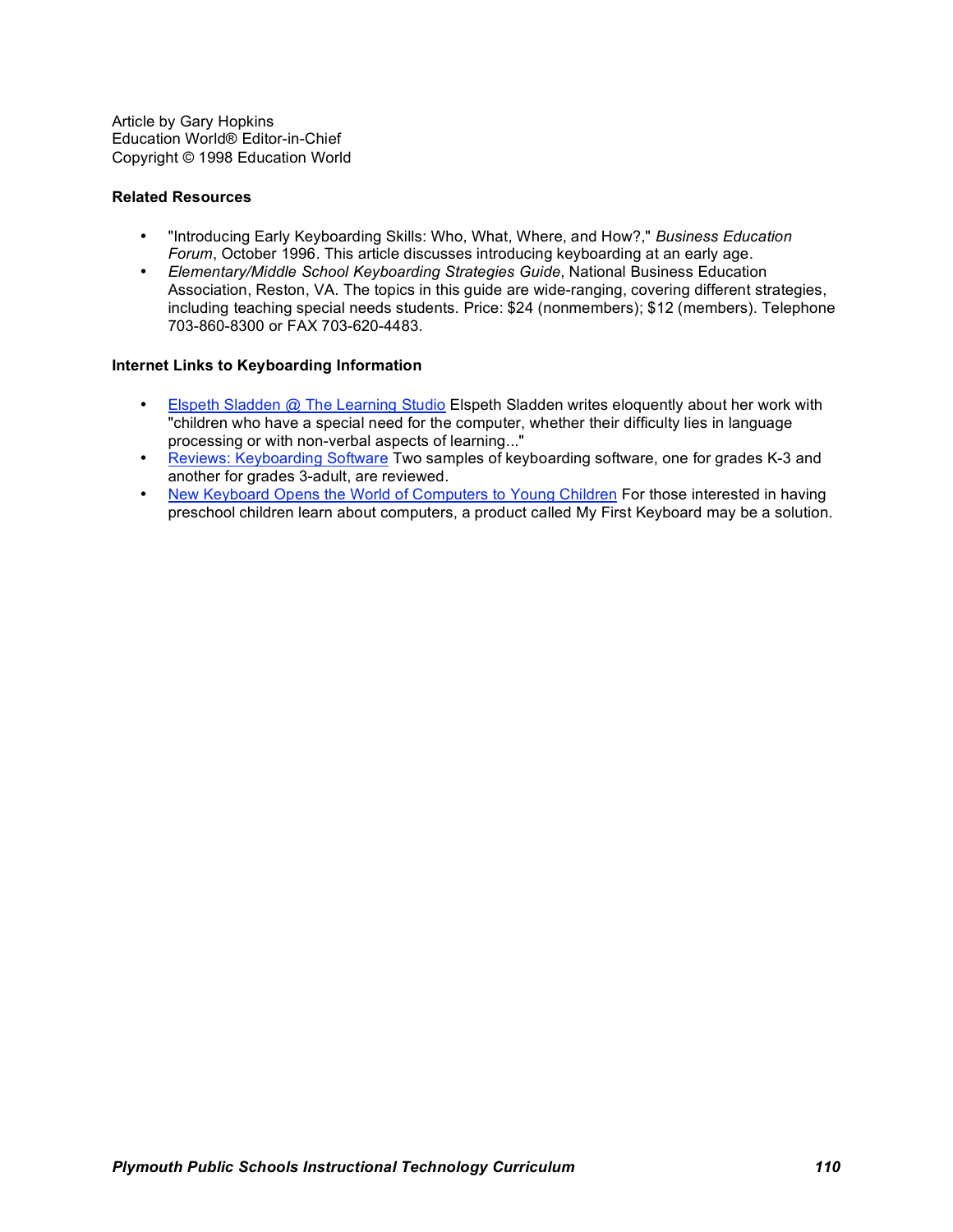Article by Gary Hopkins
Education World® Editor-in-Chief
Copyright © 1998 Education World

**Related Resources**

- "Introducing Early Keyboarding Skills: Who, What, Where, and How?," *Business Education Forum*, October 1996. This article discusses introducing keyboarding at an early age.
- *Elementary/Middle School Keyboarding Strategies Guide*, National Business Education Association, Reston, VA. The topics in this guide are wide-ranging, covering different strategies, including teaching special needs students. Price: $24 (nonmembers); $12 (members). Telephone 703-860-8300 or FAX 703-620-4483.

**Internet Links to Keyboarding Information**

- Elspeth Sladden @ The Learning Studio Elspeth Sladden writes eloquently about her work with "children who have a special need for the computer, whether their difficulty lies in language processing or with non-verbal aspects of learning..."
- Reviews: Keyboarding Software Two samples of keyboarding software, one for grades K-3 and another for grades 3-adult, are reviewed.
- New Keyboard Opens the World of Computers to Young Children For those interested in having preschool children learn about computers, a product called My First Keyboard may be a solution.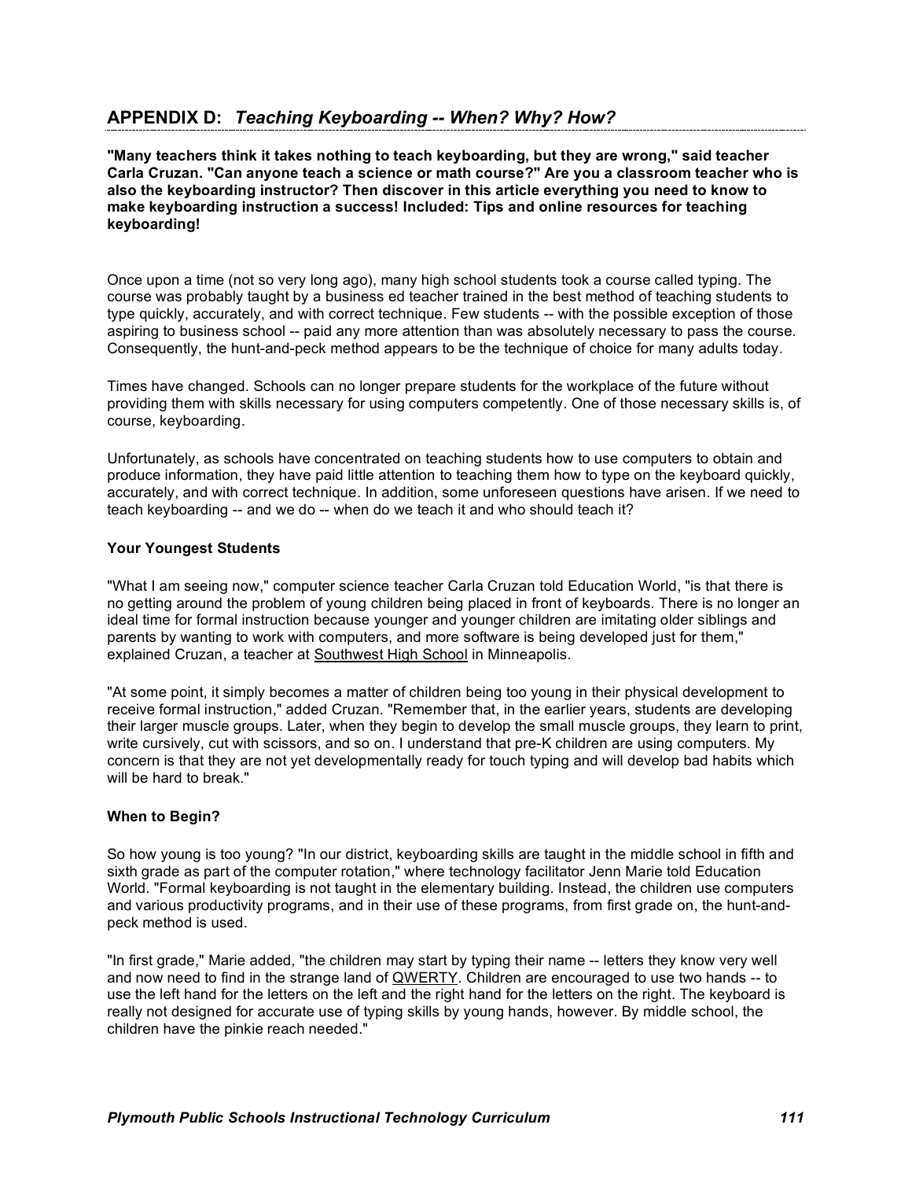## APPENDIX D: *Teaching Keyboarding -- When? Why? How?*

**"Many teachers think it takes nothing to teach keyboarding, but they are wrong," said teacher Carla Cruzan. "Can anyone teach a science or math course?" Are you a classroom teacher who is also the keyboarding instructor? Then discover in this article everything you need to know to make keyboarding instruction a success! Included: Tips and online resources for teaching keyboarding!**

Once upon a time (not so very long ago), many high school students took a course called typing. The course was probably taught by a business ed teacher trained in the best method of teaching students to type quickly, accurately, and with correct technique. Few students -- with the possible exception of those aspiring to business school -- paid any more attention than was absolutely necessary to pass the course. Consequently, the hunt-and-peck method appears to be the technique of choice for many adults today.

Times have changed. Schools can no longer prepare students for the workplace of the future without providing them with skills necessary for using computers competently. One of those necessary skills is, of course, keyboarding.

Unfortunately, as schools have concentrated on teaching students how to use computers to obtain and produce information, they have paid little attention to teaching them how to type on the keyboard quickly, accurately, and with correct technique. In addition, some unforeseen questions have arisen. If we need to teach keyboarding -- and we do -- when do we teach it and who should teach it?

**Your Youngest Students**

"What I am seeing now," computer science teacher Carla Cruzan told Education World, "is that there is no getting around the problem of young children being placed in front of keyboards. There is no longer an ideal time for formal instruction because younger and younger children are imitating older siblings and parents by wanting to work with computers, and more software is being developed just for them," explained Cruzan, a teacher at Southwest High School in Minneapolis.

"At some point, it simply becomes a matter of children being too young in their physical development to receive formal instruction," added Cruzan. "Remember that, in the earlier years, students are developing their larger muscle groups. Later, when they begin to develop the small muscle groups, they learn to print, write cursively, cut with scissors, and so on. I understand that pre-K children are using computers. My concern is that they are not yet developmentally ready for touch typing and will develop bad habits which will be hard to break."

**When to Begin?**

So how young is too young? "In our district, keyboarding skills are taught in the middle school in fifth and sixth grade as part of the computer rotation," where technology facilitator Jenn Marie told Education World. "Formal keyboarding is not taught in the elementary building. Instead, the children use computers and various productivity programs, and in their use of these programs, from first grade on, the hunt-and-peck method is used.

"In first grade," Marie added, "the children may start by typing their name -- letters they know very well and now need to find in the strange land of QWERTY. Children are encouraged to use two hands -- to use the left hand for the letters on the left and the right hand for the letters on the right. The keyboard is really not designed for accurate use of typing skills by young hands, however. By middle school, the children have the pinkie reach needed."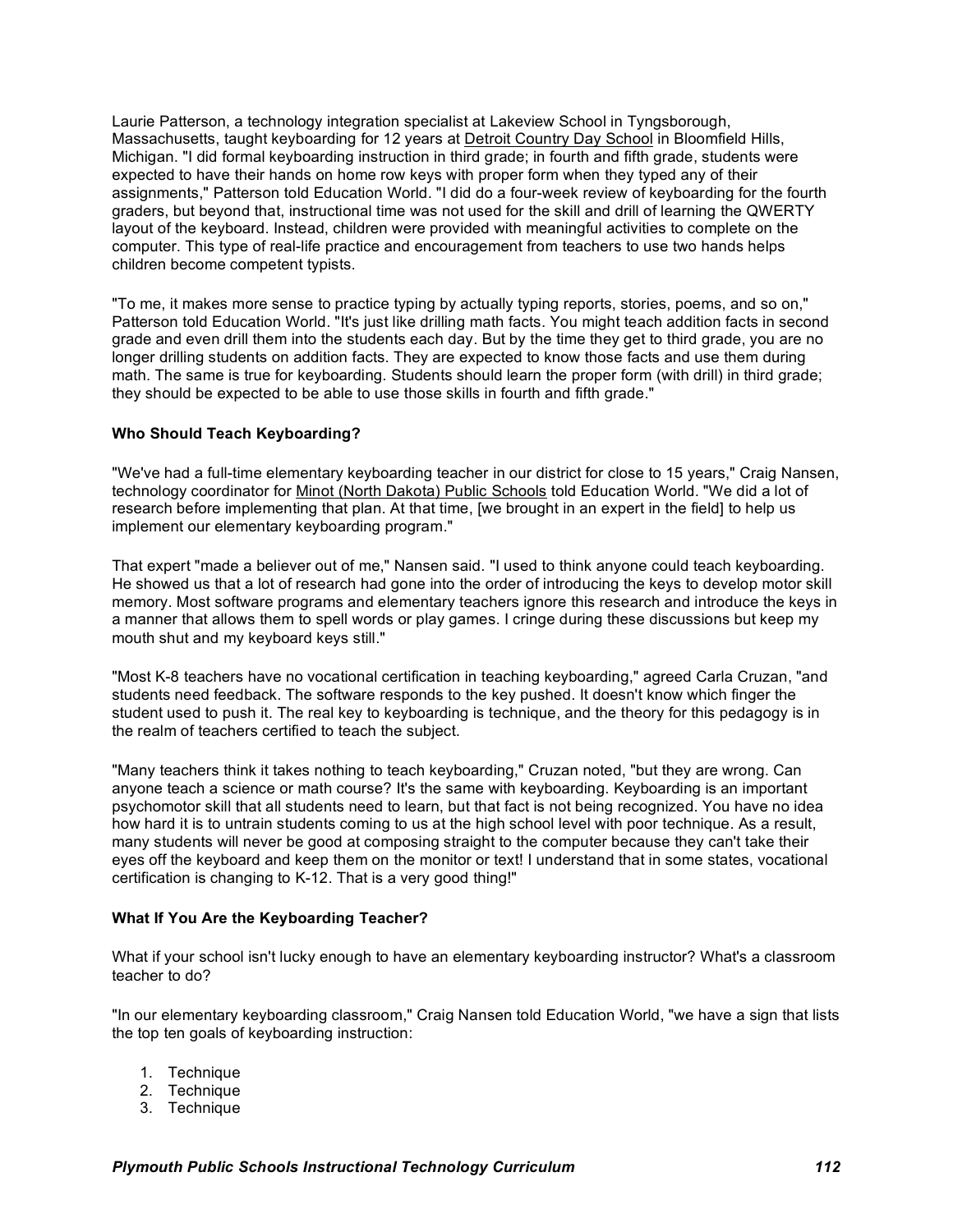Laurie Patterson, a technology integration specialist at Lakeview School in Tyngsborough, Massachusetts, taught keyboarding for 12 years at Detroit Country Day School in Bloomfield Hills, Michigan. "I did formal keyboarding instruction in third grade; in fourth and fifth grade, students were expected to have their hands on home row keys with proper form when they typed any of their assignments," Patterson told Education World. "I did do a four-week review of keyboarding for the fourth graders, but beyond that, instructional time was not used for the skill and drill of learning the QWERTY layout of the keyboard. Instead, children were provided with meaningful activities to complete on the computer. This type of real-life practice and encouragement from teachers to use two hands helps children become competent typists.

"To me, it makes more sense to practice typing by actually typing reports, stories, poems, and so on," Patterson told Education World. "It's just like drilling math facts. You might teach addition facts in second grade and even drill them into the students each day. But by the time they get to third grade, you are no longer drilling students on addition facts. They are expected to know those facts and use them during math. The same is true for keyboarding. Students should learn the proper form (with drill) in third grade; they should be expected to be able to use those skills in fourth and fifth grade."

### Who Should Teach Keyboarding?

"We've had a full-time elementary keyboarding teacher in our district for close to 15 years," Craig Nansen, technology coordinator for Minot (North Dakota) Public Schools told Education World. "We did a lot of research before implementing that plan. At that time, [we brought in an expert in the field] to help us implement our elementary keyboarding program."

That expert "made a believer out of me," Nansen said. "I used to think anyone could teach keyboarding. He showed us that a lot of research had gone into the order of introducing the keys to develop motor skill memory. Most software programs and elementary teachers ignore this research and introduce the keys in a manner that allows them to spell words or play games. I cringe during these discussions but keep my mouth shut and my keyboard keys still."

"Most K-8 teachers have no vocational certification in teaching keyboarding," agreed Carla Cruzan, "and students need feedback. The software responds to the key pushed. It doesn't know which finger the student used to push it. The real key to keyboarding is technique, and the theory for this pedagogy is in the realm of teachers certified to teach the subject.

"Many teachers think it takes nothing to teach keyboarding," Cruzan noted, "but they are wrong. Can anyone teach a science or math course? It's the same with keyboarding. Keyboarding is an important psychomotor skill that all students need to learn, but that fact is not being recognized. You have no idea how hard it is to untrain students coming to us at the high school level with poor technique. As a result, many students will never be good at composing straight to the computer because they can't take their eyes off the keyboard and keep them on the monitor or text! I understand that in some states, vocational certification is changing to K-12. That is a very good thing!"

### What If You Are the Keyboarding Teacher?

What if your school isn't lucky enough to have an elementary keyboarding instructor? What's a classroom teacher to do?

"In our elementary keyboarding classroom," Craig Nansen told Education World, "we have a sign that lists the top ten goals of keyboarding instruction:

1. Technique
2. Technique
3. Technique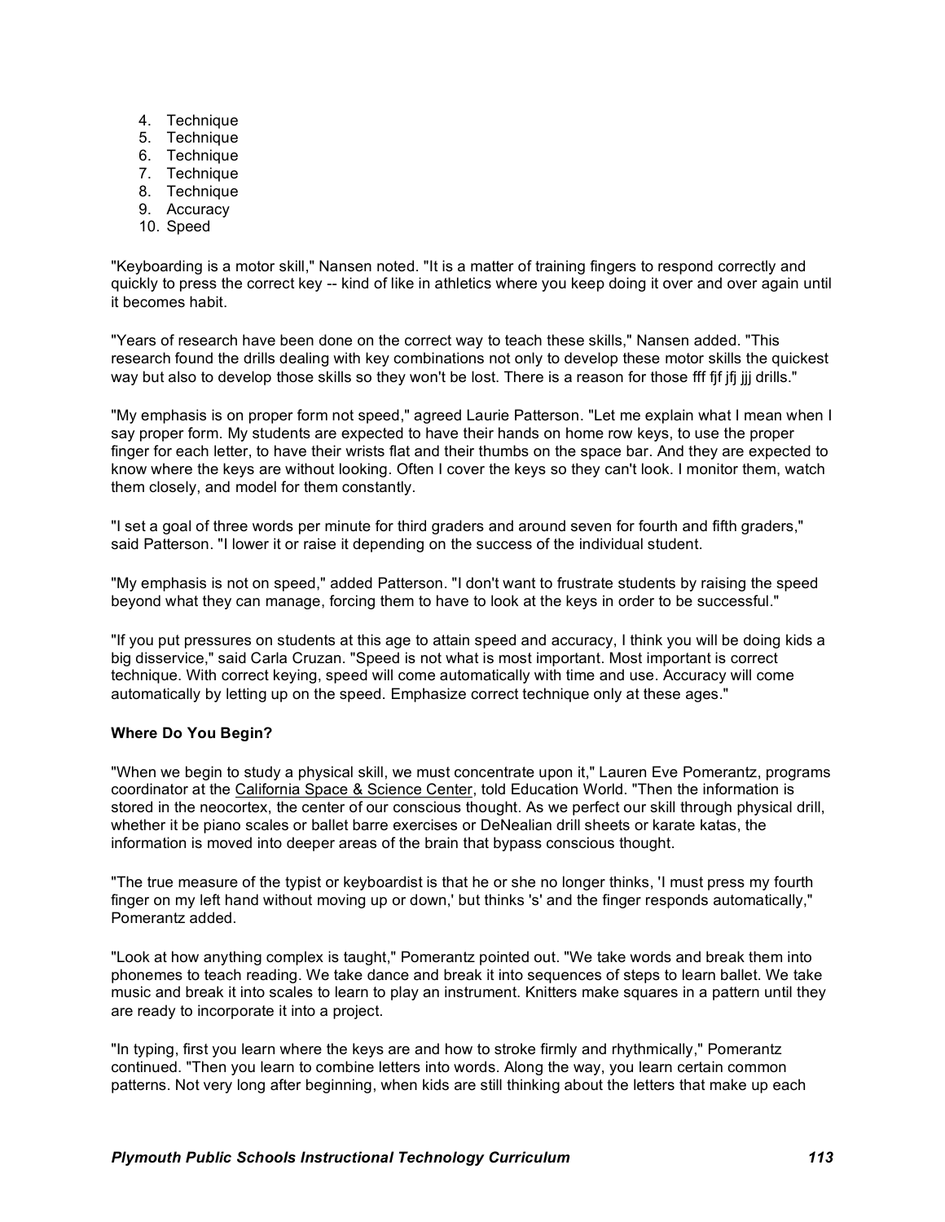4. Technique
5. Technique
6. Technique
7. Technique
8. Technique
9. Accuracy
10. Speed

"Keyboarding is a motor skill," Nansen noted. "It is a matter of training fingers to respond correctly and quickly to press the correct key -- kind of like in athletics where you keep doing it over and over again until it becomes habit.

"Years of research have been done on the correct way to teach these skills," Nansen added. "This research found the drills dealing with key combinations not only to develop these motor skills the quickest way but also to develop those skills so they won't be lost. There is a reason for those fff fjf jfj jjj drills."

"My emphasis is on proper form not speed," agreed Laurie Patterson. "Let me explain what I mean when I say proper form. My students are expected to have their hands on home row keys, to use the proper finger for each letter, to have their wrists flat and their thumbs on the space bar. And they are expected to know where the keys are without looking. Often I cover the keys so they can't look. I monitor them, watch them closely, and model for them constantly.

"I set a goal of three words per minute for third graders and around seven for fourth and fifth graders," said Patterson. "I lower it or raise it depending on the success of the individual student.

"My emphasis is not on speed," added Patterson. "I don't want to frustrate students by raising the speed beyond what they can manage, forcing them to have to look at the keys in order to be successful."

"If you put pressures on students at this age to attain speed and accuracy, I think you will be doing kids a big disservice," said Carla Cruzan. "Speed is not what is most important. Most important is correct technique. With correct keying, speed will come automatically with time and use. Accuracy will come automatically by letting up on the speed. Emphasize correct technique only at these ages."

**Where Do You Begin?**

"When we begin to study a physical skill, we must concentrate upon it," Lauren Eve Pomerantz, programs coordinator at the California Space & Science Center, told Education World. "Then the information is stored in the neocortex, the center of our conscious thought. As we perfect our skill through physical drill, whether it be piano scales or ballet barre exercises or DeNealian drill sheets or karate katas, the information is moved into deeper areas of the brain that bypass conscious thought.

"The true measure of the typist or keyboardist is that he or she no longer thinks, 'I must press my fourth finger on my left hand without moving up or down,' but thinks 's' and the finger responds automatically," Pomerantz added.

"Look at how anything complex is taught," Pomerantz pointed out. "We take words and break them into phonemes to teach reading. We take dance and break it into sequences of steps to learn ballet. We take music and break it into scales to learn to play an instrument. Knitters make squares in a pattern until they are ready to incorporate it into a project.

"In typing, first you learn where the keys are and how to stroke firmly and rhythmically," Pomerantz continued. "Then you learn to combine letters into words. Along the way, you learn certain common patterns. Not very long after beginning, when kids are still thinking about the letters that make up each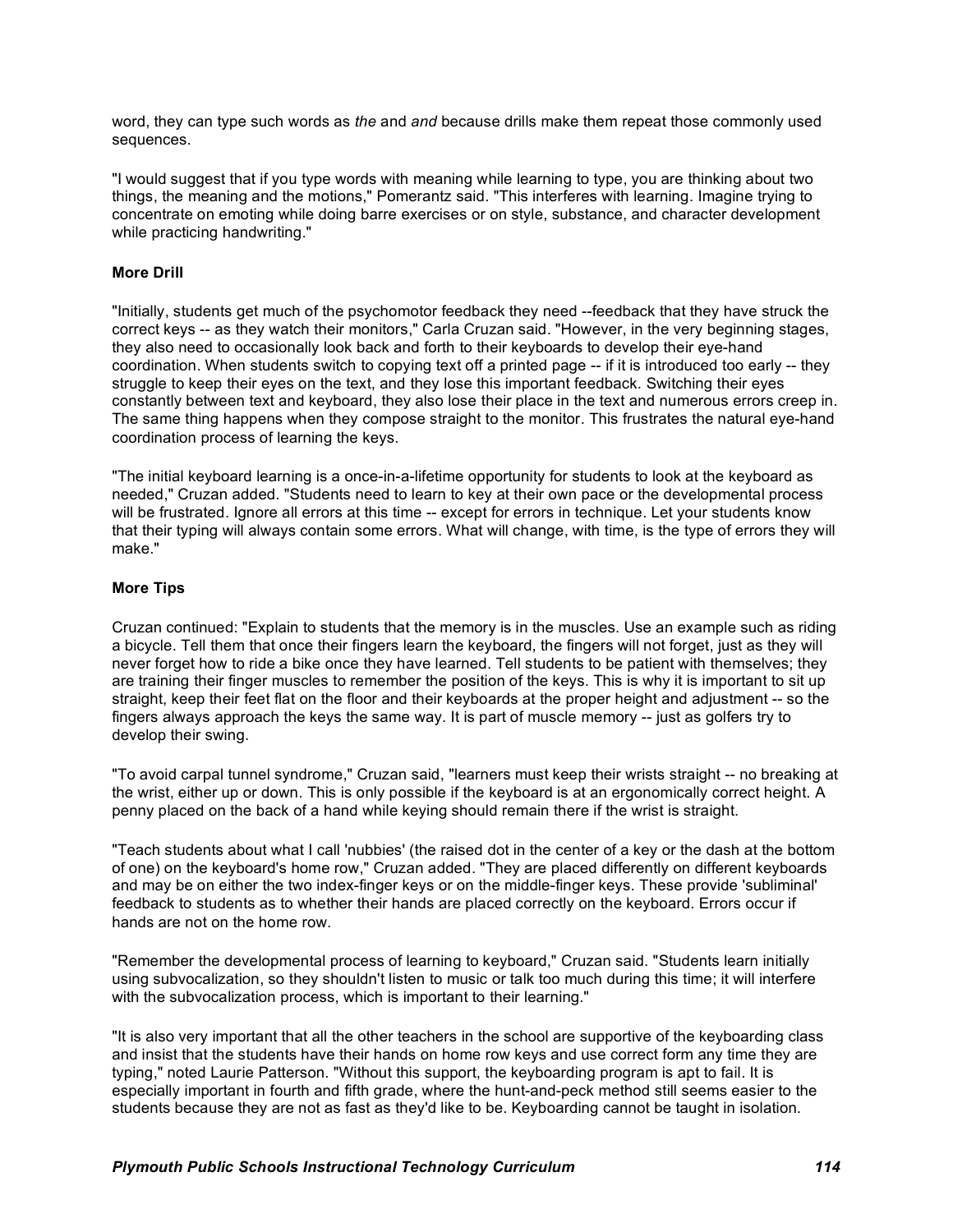word, they can type such words as *the* and *and* because drills make them repeat those commonly used sequences.

"I would suggest that if you type words with meaning while learning to type, you are thinking about two things, the meaning and the motions," Pomerantz said. "This interferes with learning. Imagine trying to concentrate on emoting while doing barre exercises or on style, substance, and character development while practicing handwriting."

**More Drill**

"Initially, students get much of the psychomotor feedback they need --feedback that they have struck the correct keys -- as they watch their monitors," Carla Cruzan said. "However, in the very beginning stages, they also need to occasionally look back and forth to their keyboards to develop their eye-hand coordination. When students switch to copying text off a printed page -- if it is introduced too early -- they struggle to keep their eyes on the text, and they lose this important feedback. Switching their eyes constantly between text and keyboard, they also lose their place in the text and numerous errors creep in. The same thing happens when they compose straight to the monitor. This frustrates the natural eye-hand coordination process of learning the keys.

"The initial keyboard learning is a once-in-a-lifetime opportunity for students to look at the keyboard as needed," Cruzan added. "Students need to learn to key at their own pace or the developmental process will be frustrated. Ignore all errors at this time -- except for errors in technique. Let your students know that their typing will always contain some errors. What will change, with time, is the type of errors they will make."

**More Tips**

Cruzan continued: "Explain to students that the memory is in the muscles. Use an example such as riding a bicycle. Tell them that once their fingers learn the keyboard, the fingers will not forget, just as they will never forget how to ride a bike once they have learned. Tell students to be patient with themselves; they are training their finger muscles to remember the position of the keys. This is why it is important to sit up straight, keep their feet flat on the floor and their keyboards at the proper height and adjustment -- so the fingers always approach the keys the same way. It is part of muscle memory -- just as golfers try to develop their swing.

"To avoid carpal tunnel syndrome," Cruzan said, "learners must keep their wrists straight -- no breaking at the wrist, either up or down. This is only possible if the keyboard is at an ergonomically correct height. A penny placed on the back of a hand while keying should remain there if the wrist is straight.

"Teach students about what I call 'nubbies' (the raised dot in the center of a key or the dash at the bottom of one) on the keyboard's home row," Cruzan added. "They are placed differently on different keyboards and may be on either the two index-finger keys or on the middle-finger keys. These provide 'subliminal' feedback to students as to whether their hands are placed correctly on the keyboard. Errors occur if hands are not on the home row.

"Remember the developmental process of learning to keyboard," Cruzan said. "Students learn initially using subvocalization, so they shouldn't listen to music or talk too much during this time; it will interfere with the subvocalization process, which is important to their learning."

"It is also very important that all the other teachers in the school are supportive of the keyboarding class and insist that the students have their hands on home row keys and use correct form any time they are typing," noted Laurie Patterson. "Without this support, the keyboarding program is apt to fail. It is especially important in fourth and fifth grade, where the hunt-and-peck method still seems easier to the students because they are not as fast as they'd like to be. Keyboarding cannot be taught in isolation.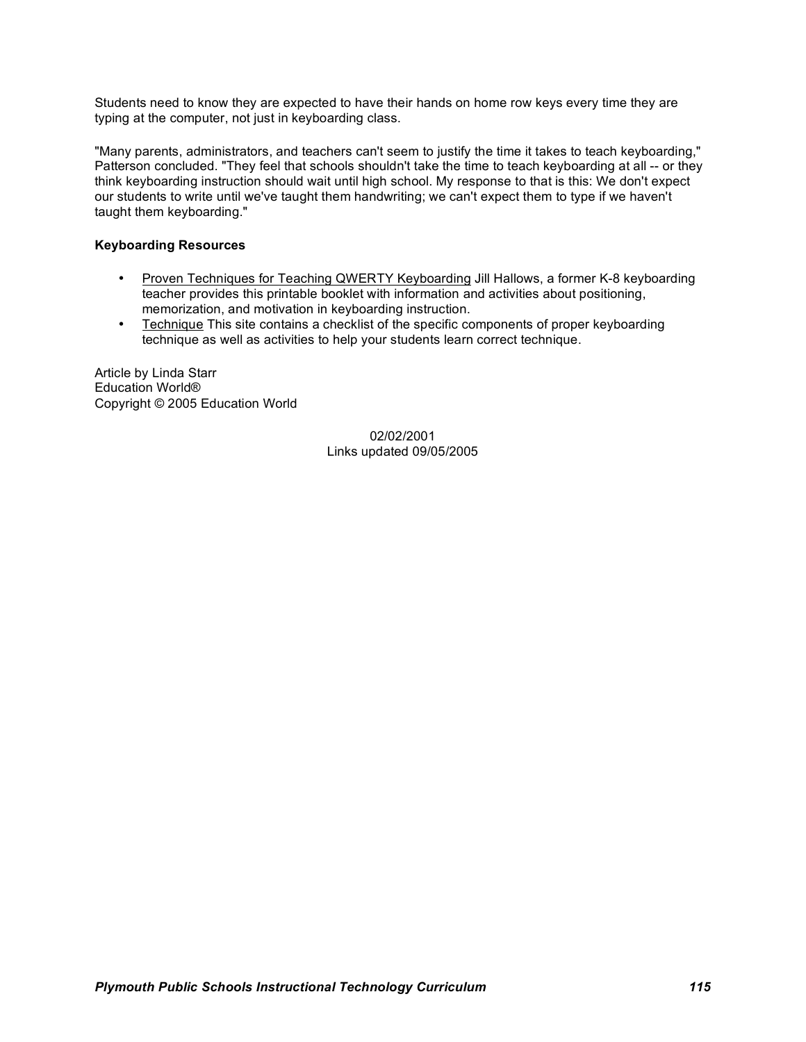Students need to know they are expected to have their hands on home row keys every time they are typing at the computer, not just in keyboarding class.

"Many parents, administrators, and teachers can't seem to justify the time it takes to teach keyboarding," Patterson concluded. "They feel that schools shouldn't take the time to teach keyboarding at all -- or they think keyboarding instruction should wait until high school. My response to that is this: We don't expect our students to write until we've taught them handwriting; we can't expect them to type if we haven't taught them keyboarding."

**Keyboarding Resources**

- Proven Techniques for Teaching QWERTY Keyboarding Jill Hallows, a former K-8 keyboarding teacher provides this printable booklet with information and activities about positioning, memorization, and motivation in keyboarding instruction.
- Technique This site contains a checklist of the specific components of proper keyboarding technique as well as activities to help your students learn correct technique.

Article by Linda Starr
Education World®
Copyright © 2005 Education World

02/02/2001
Links updated 09/05/2005